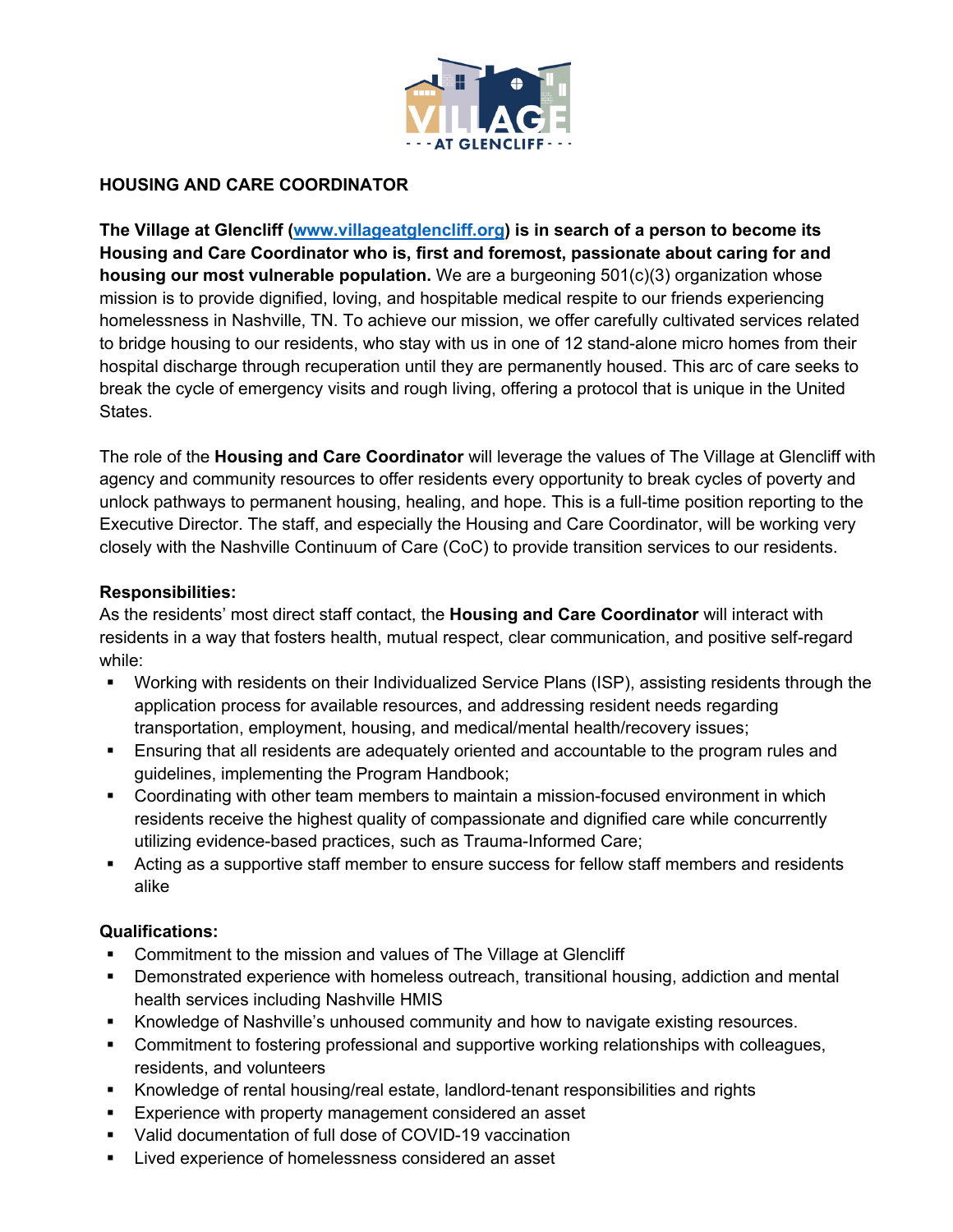# HOUSING AND CARE COORDINATOR

**The Village at Glencliff ([www.villageatglencliff.org](http://www.villageatglencliff.org)) is in search of a person to become its Housing and Care Coordinator who is, first and foremost, passionate about caring for and housing our most vulnerable population.** We are a burgeoning 501(c)(3) organization whose mission is to provide dignified, loving, and hospitable medical respite to our friends experiencing homelessness in Nashville, TN. To achieve our mission, we offer carefully cultivated services related to bridge housing to our residents, who stay with us in one of 12 stand-alone micro homes from their hospital discharge through recuperation until they are permanently housed. This arc of care seeks to break the cycle of emergency visits and rough living, offering a protocol that is unique in the United States.

The role of the **Housing and Care Coordinator** will leverage the values of The Village at Glencliff with agency and community resources to offer residents every opportunity to break cycles of poverty and unlock pathways to permanent housing, healing, and hope. This is a full-time position reporting to the Executive Director. The staff, and especially the Housing and Care Coordinator, will be working very closely with the Nashville Continuum of Care (CoC) to provide transition services to our residents.

**Responsibilities:**

As the residents' most direct staff contact, the **Housing and Care Coordinator** will interact with residents in a way that fosters health, mutual respect, clear communication, and positive self-regard while:

- Working with residents on their Individualized Service Plans (ISP), assisting residents through the application process for available resources, and addressing resident needs regarding transportation, employment, housing, and medical/mental health/recovery issues;
- Ensuring that all residents are adequately oriented and accountable to the program rules and guidelines, implementing the Program Handbook;
- Coordinating with other team members to maintain a mission-focused environment in which residents receive the highest quality of compassionate and dignified care while concurrently utilizing evidence-based practices, such as Trauma-Informed Care;
- Acting as a supportive staff member to ensure success for fellow staff members and residents alike

**Qualifications:**

- Commitment to the mission and values of The Village at Glencliff
- Demonstrated experience with homeless outreach, transitional housing, addiction and mental health services including Nashville HMIS
- Knowledge of Nashville's unhoused community and how to navigate existing resources.
- Commitment to fostering professional and supportive working relationships with colleagues, residents, and volunteers
- Knowledge of rental housing/real estate, landlord-tenant responsibilities and rights
- Experience with property management considered an asset
- Valid documentation of full dose of COVID-19 vaccination
- Lived experience of homelessness considered an asset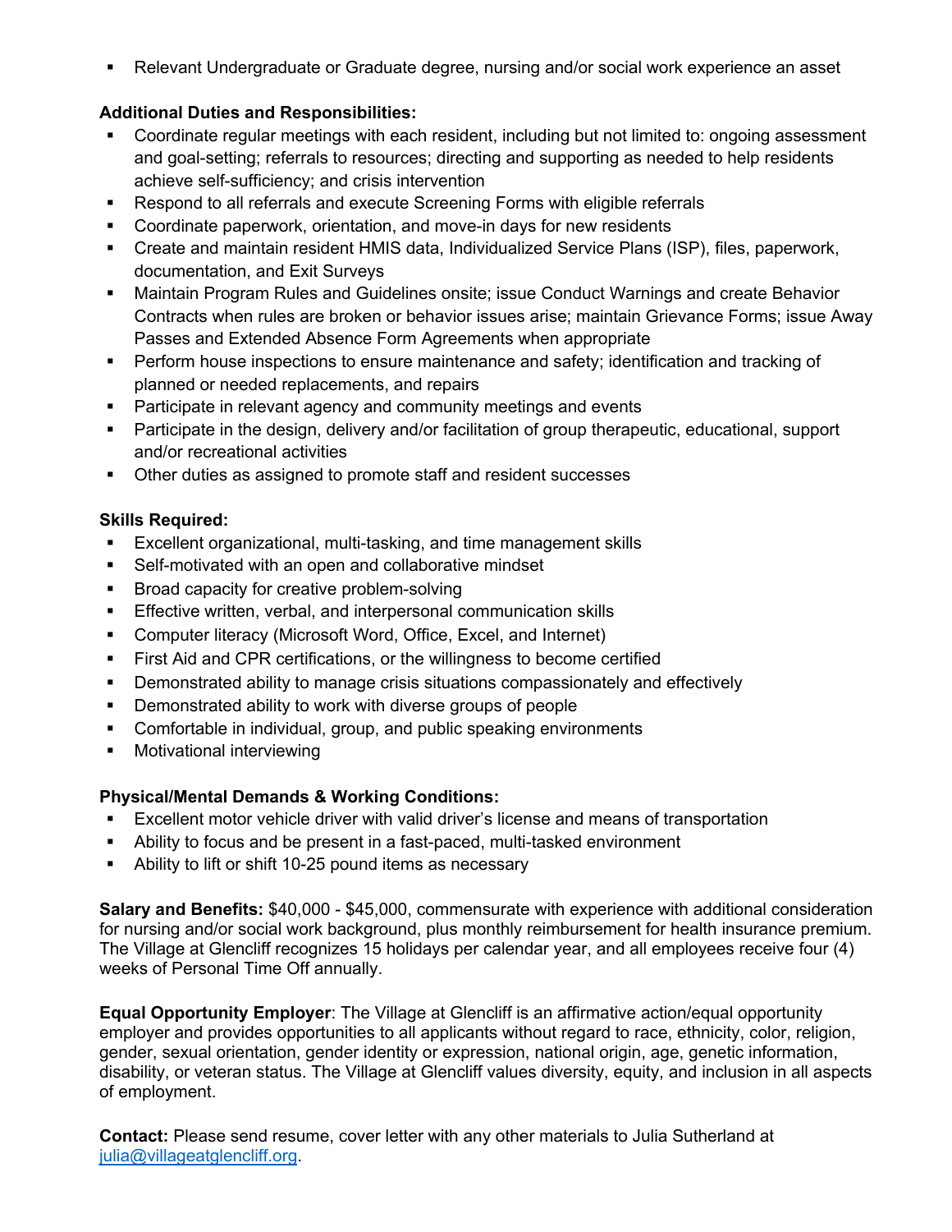- Relevant Undergraduate or Graduate degree, nursing and/or social work experience an asset

**Additional Duties and Responsibilities:**

- Coordinate regular meetings with each resident, including but not limited to: ongoing assessment and goal-setting; referrals to resources; directing and supporting as needed to help residents achieve self-sufficiency; and crisis intervention
- Respond to all referrals and execute Screening Forms with eligible referrals
- Coordinate paperwork, orientation, and move-in days for new residents
- Create and maintain resident HMIS data, Individualized Service Plans (ISP), files, paperwork, documentation, and Exit Surveys
- Maintain Program Rules and Guidelines onsite; issue Conduct Warnings and create Behavior Contracts when rules are broken or behavior issues arise; maintain Grievance Forms; issue Away Passes and Extended Absence Form Agreements when appropriate
- Perform house inspections to ensure maintenance and safety; identification and tracking of planned or needed replacements, and repairs
- Participate in relevant agency and community meetings and events
- Participate in the design, delivery and/or facilitation of group therapeutic, educational, support and/or recreational activities
- Other duties as assigned to promote staff and resident successes

**Skills Required:**

- Excellent organizational, multi-tasking, and time management skills
- Self-motivated with an open and collaborative mindset
- Broad capacity for creative problem-solving
- Effective written, verbal, and interpersonal communication skills
- Computer literacy (Microsoft Word, Office, Excel, and Internet)
- First Aid and CPR certifications, or the willingness to become certified
- Demonstrated ability to manage crisis situations compassionately and effectively
- Demonstrated ability to work with diverse groups of people
- Comfortable in individual, group, and public speaking environments
- Motivational interviewing

**Physical/Mental Demands & Working Conditions:**

- Excellent motor vehicle driver with valid driver's license and means of transportation
- Ability to focus and be present in a fast-paced, multi-tasked environment
- Ability to lift or shift 10-25 pound items as necessary

**Salary and Benefits:** $40,000 - $45,000, commensurate with experience with additional consideration for nursing and/or social work background, plus monthly reimbursement for health insurance premium. The Village at Glencliff recognizes 15 holidays per calendar year, and all employees receive four (4) weeks of Personal Time Off annually.

**Equal Opportunity Employer**: The Village at Glencliff is an affirmative action/equal opportunity employer and provides opportunities to all applicants without regard to race, ethnicity, color, religion, gender, sexual orientation, gender identity or expression, national origin, age, genetic information, disability, or veteran status. The Village at Glencliff values diversity, equity, and inclusion in all aspects of employment.

**Contact:** Please send resume, cover letter with any other materials to Julia Sutherland at julia@villageatglencliff.org.